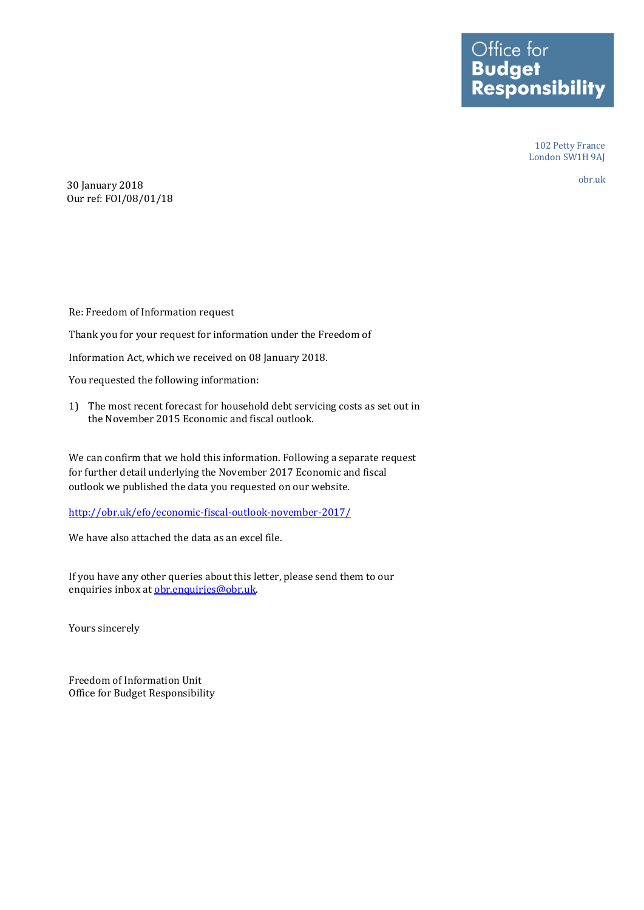Office for
**Budget**
**Responsibility**

102 Petty France
London SW1H 9AJ

obr.uk

30 January 2018
Our ref: FOI/08/01/18

Re: Freedom of Information request

Thank you for your request for information under the Freedom of Information Act, which we received on 08 January 2018.

You requested the following information:

1) The most recent forecast for household debt servicing costs as set out in the November 2015 Economic and fiscal outlook.

We can confirm that we hold this information. Following a separate request for further detail underlying the November 2017 Economic and fiscal outlook we published the data you requested on our website.

http://obr.uk/efo/economic-fiscal-outlook-november-2017/

We have also attached the data as an excel file.

If you have any other queries about this letter, please send them to our enquiries inbox at obr.enquiries@obr.uk.

Yours sincerely

Freedom of Information Unit
Office for Budget Responsibility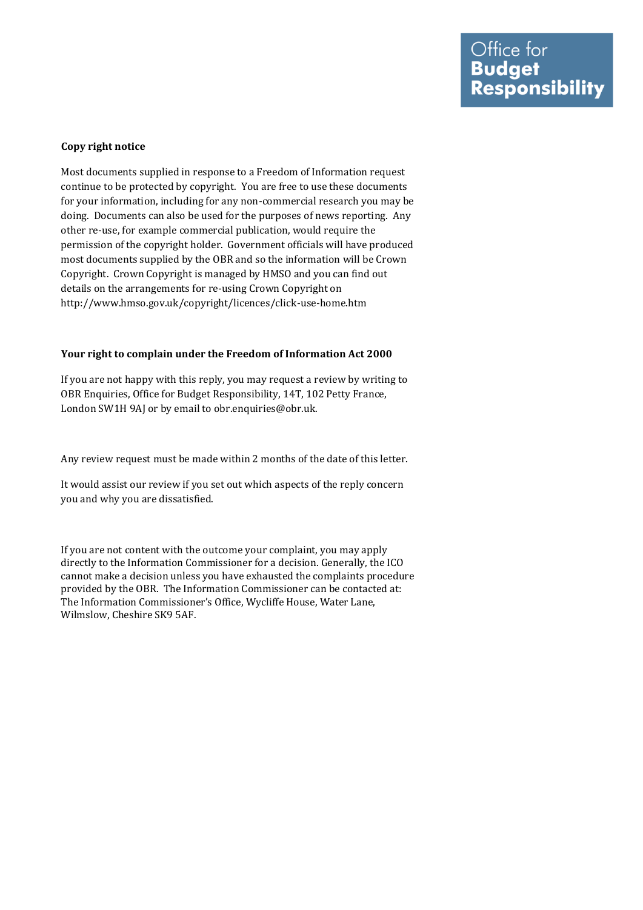Office for **Budget Responsibility**

**Copy right notice**

Most documents supplied in response to a Freedom of Information request continue to be protected by copyright. You are free to use these documents for your information, including for any non-commercial research you may be doing. Documents can also be used for the purposes of news reporting. Any other re-use, for example commercial publication, would require the permission of the copyright holder. Government officials will have produced most documents supplied by the OBR and so the information will be Crown Copyright. Crown Copyright is managed by HMSO and you can find out details on the arrangements for re-using Crown Copyright on http://www.hmso.gov.uk/copyright/licences/click-use-home.htm

**Your right to complain under the Freedom of Information Act 2000**

If you are not happy with this reply, you may request a review by writing to OBR Enquiries, Office for Budget Responsibility, 14T, 102 Petty France, London SW1H 9AJ or by email to obr.enquiries@obr.uk.

Any review request must be made within 2 months of the date of this letter.

It would assist our review if you set out which aspects of the reply concern you and why you are dissatisfied.

If you are not content with the outcome your complaint, you may apply directly to the Information Commissioner for a decision. Generally, the ICO cannot make a decision unless you have exhausted the complaints procedure provided by the OBR. The Information Commissioner can be contacted at: The Information Commissioner's Office, Wycliffe House, Water Lane, Wilmslow, Cheshire SK9 5AF.